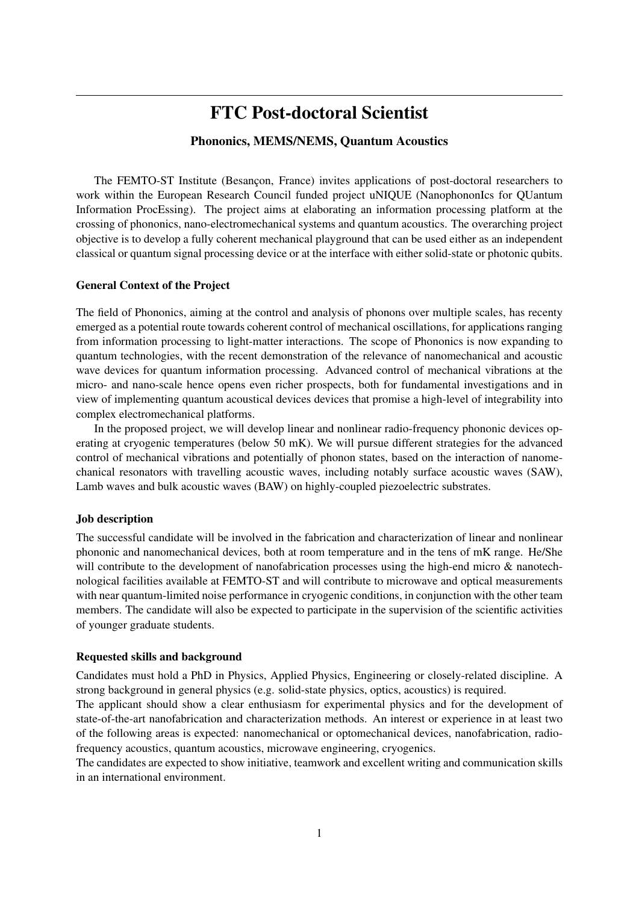# FTC Post-doctoral Scientist

### Phononics, MEMS/NEMS, Quantum Acoustics

The FEMTO-ST Institute (Besançon, France) invites applications of post-doctoral researchers to work within the European Research Council funded project uNIQUE (NanophononIcs for QUantum Information ProcEssing). The project aims at elaborating an information processing platform at the crossing of phononics, nano-electromechanical systems and quantum acoustics. The overarching project objective is to develop a fully coherent mechanical playground that can be used either as an independent classical or quantum signal processing device or at the interface with either solid-state or photonic qubits.

**General Context of the Project**

The field of Phononics, aiming at the control and analysis of phonons over multiple scales, has recenty emerged as a potential route towards coherent control of mechanical oscillations, for applications ranging from information processing to light-matter interactions. The scope of Phononics is now expanding to quantum technologies, with the recent demonstration of the relevance of nanomechanical and acoustic wave devices for quantum information processing. Advanced control of mechanical vibrations at the micro- and nano-scale hence opens even richer prospects, both for fundamental investigations and in view of implementing quantum acoustical devices devices that promise a high-level of integrability into complex electromechanical platforms.

In the proposed project, we will develop linear and nonlinear radio-frequency phononic devices operating at cryogenic temperatures (below 50 mK). We will pursue different strategies for the advanced control of mechanical vibrations and potentially of phonon states, based on the interaction of nanomechanical resonators with travelling acoustic waves, including notably surface acoustic waves (SAW), Lamb waves and bulk acoustic waves (BAW) on highly-coupled piezoelectric substrates.

**Job description**

The successful candidate will be involved in the fabrication and characterization of linear and nonlinear phononic and nanomechanical devices, both at room temperature and in the tens of mK range. He/She will contribute to the development of nanofabrication processes using the high-end micro & nanotechnological facilities available at FEMTO-ST and will contribute to microwave and optical measurements with near quantum-limited noise performance in cryogenic conditions, in conjunction with the other team members. The candidate will also be expected to participate in the supervision of the scientific activities of younger graduate students.

**Requested skills and background**

Candidates must hold a PhD in Physics, Applied Physics, Engineering or closely-related discipline. A strong background in general physics (e.g. solid-state physics, optics, acoustics) is required.

The applicant should show a clear enthusiasm for experimental physics and for the development of state-of-the-art nanofabrication and characterization methods. An interest or experience in at least two of the following areas is expected: nanomechanical or optomechanical devices, nanofabrication, radio-frequency acoustics, quantum acoustics, microwave engineering, cryogenics.

The candidates are expected to show initiative, teamwork and excellent writing and communication skills in an international environment.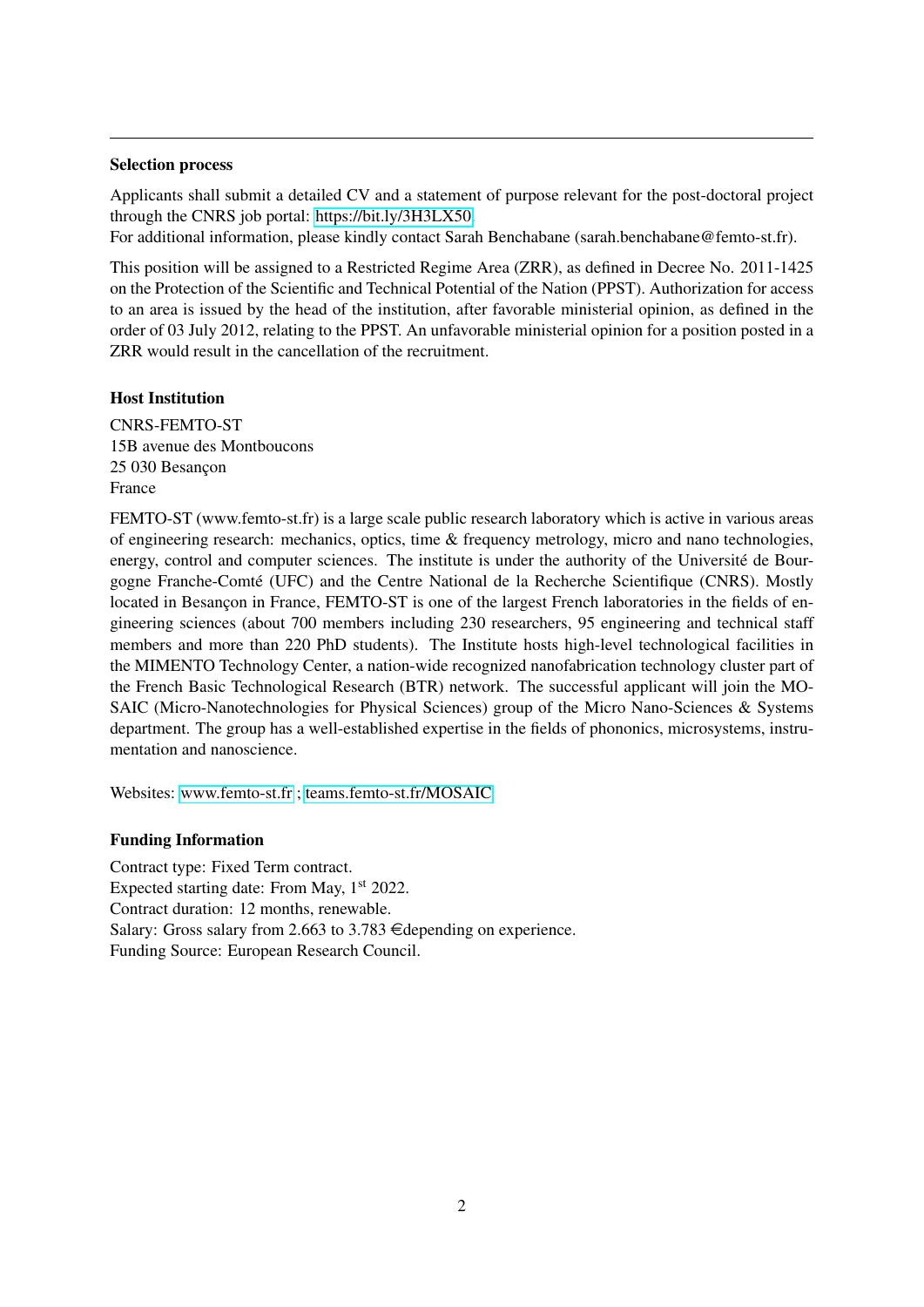---

**Selection process**

Applicants shall submit a detailed CV and a statement of purpose relevant for the post-doctoral project through the CNRS job portal: https://bit.ly/3H3LX50
For additional information, please kindly contact Sarah Benchabane (sarah.benchabane@femto-st.fr).

This position will be assigned to a Restricted Regime Area (ZRR), as defined in Decree No. 2011-1425 on the Protection of the Scientific and Technical Potential of the Nation (PPST). Authorization for access to an area is issued by the head of the institution, after favorable ministerial opinion, as defined in the order of 03 July 2012, relating to the PPST. An unfavorable ministerial opinion for a position posted in a ZRR would result in the cancellation of the recruitment.

**Host Institution**

CNRS-FEMTO-ST
15B avenue des Montboucons
25 030 Besançon
France

FEMTO-ST (www.femto-st.fr) is a large scale public research laboratory which is active in various areas of engineering research: mechanics, optics, time & frequency metrology, micro and nano technologies, energy, control and computer sciences. The institute is under the authority of the Université de Bourgogne Franche-Comté (UFC) and the Centre National de la Recherche Scientifique (CNRS). Mostly located in Besançon in France, FEMTO-ST is one of the largest French laboratories in the fields of engineering sciences (about 700 members including 230 researchers, 95 engineering and technical staff members and more than 220 PhD students). The Institute hosts high-level technological facilities in the MIMENTO Technology Center, a nation-wide recognized nanofabrication technology cluster part of the French Basic Technological Research (BTR) network. The successful applicant will join the MOSAIC (Micro-Nanotechnologies for Physical Sciences) group of the Micro Nano-Sciences & Systems department. The group has a well-established expertise in the fields of phononics, microsystems, instrumentation and nanoscience.

Websites: www.femto-st.fr ; teams.femto-st.fr/MOSAIC

**Funding Information**

Contract type: Fixed Term contract.
Expected starting date: From May, 1st 2022.
Contract duration: 12 months, renewable.
Salary: Gross salary from 2.663 to 3.783 €depending on experience.
Funding Source: European Research Council.